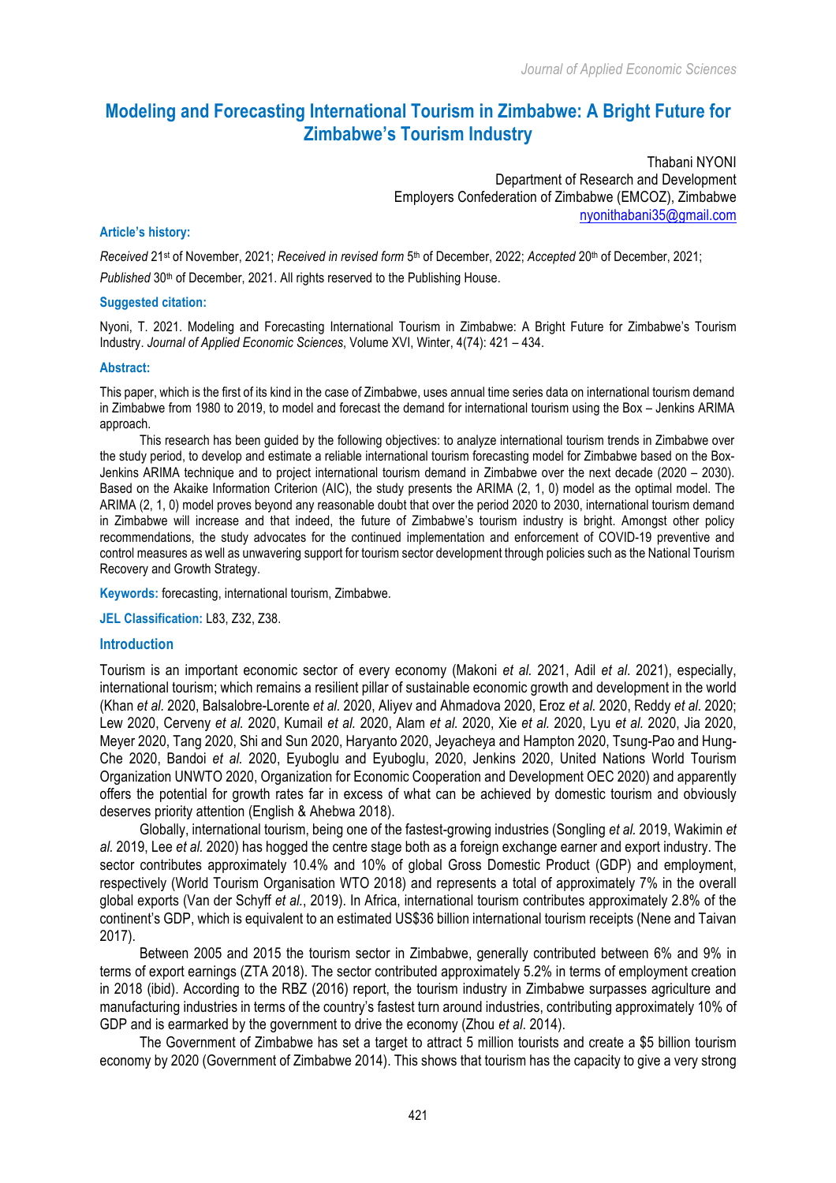# Modeling and Forecasting International Tourism in Zimbabwe: A Bright Future for Zimbabwe's Tourism Industry

Thabani NYONI
Department of Research and Development
Employers Confederation of Zimbabwe (EMCOZ), Zimbabwe
nyonithabani35@gmail.com

**Article's history:**

*Received* 21st of November, 2021; *Received in revised form* 5th of December, 2022; *Accepted* 20th of December, 2021;
*Published* 30th of December, 2021. All rights reserved to the Publishing House.

**Suggested citation:**

Nyoni, T. 2021. Modeling and Forecasting International Tourism in Zimbabwe: A Bright Future for Zimbabwe's Tourism Industry. *Journal of Applied Economic Sciences*, Volume XVI, Winter, 4(74): 421 – 434.

**Abstract:**

This paper, which is the first of its kind in the case of Zimbabwe, uses annual time series data on international tourism demand in Zimbabwe from 1980 to 2019, to model and forecast the demand for international tourism using the Box – Jenkins ARIMA approach.

This research has been guided by the following objectives: to analyze international tourism trends in Zimbabwe over the study period, to develop and estimate a reliable international tourism forecasting model for Zimbabwe based on the Box-Jenkins ARIMA technique and to project international tourism demand in Zimbabwe over the next decade (2020 – 2030). Based on the Akaike Information Criterion (AIC), the study presents the ARIMA (2, 1, 0) model as the optimal model. The ARIMA (2, 1, 0) model proves beyond any reasonable doubt that over the period 2020 to 2030, international tourism demand in Zimbabwe will increase and that indeed, the future of Zimbabwe's tourism industry is bright. Amongst other policy recommendations, the study advocates for the continued implementation and enforcement of COVID-19 preventive and control measures as well as unwavering support for tourism sector development through policies such as the National Tourism Recovery and Growth Strategy.

**Keywords:** forecasting, international tourism, Zimbabwe.

**JEL Classification:** L83, Z32, Z38.

## Introduction

Tourism is an important economic sector of every economy (Makoni *et al.* 2021, Adil *et al.* 2021), especially, international tourism; which remains a resilient pillar of sustainable economic growth and development in the world (Khan *et al.* 2020, Balsalobre-Lorente *et al.* 2020, Aliyev and Ahmadova 2020, Eroz *et al.* 2020, Reddy *et al.* 2020; Lew 2020, Cerveny *et al.* 2020, Kumail *et al.* 2020, Alam *et al.* 2020, Xie *et al.* 2020, Lyu *et al.* 2020, Jia 2020, Meyer 2020, Tang 2020, Shi and Sun 2020, Haryanto 2020, Jeyacheya and Hampton 2020, Tsung-Pao and Hung-Che 2020, Bandoi *et al.* 2020, Eyuboglu and Eyuboglu, 2020, Jenkins 2020, United Nations World Tourism Organization UNWTO 2020, Organization for Economic Cooperation and Development OEC 2020) and apparently offers the potential for growth rates far in excess of what can be achieved by domestic tourism and obviously deserves priority attention (English & Ahebwa 2018).

Globally, international tourism, being one of the fastest-growing industries (Songling *et al.* 2019, Wakimin *et al.* 2019, Lee *et al.* 2020) has hogged the centre stage both as a foreign exchange earner and export industry. The sector contributes approximately 10.4% and 10% of global Gross Domestic Product (GDP) and employment, respectively (World Tourism Organisation WTO 2018) and represents a total of approximately 7% in the overall global exports (Van der Schyff *et al.*, 2019). In Africa, international tourism contributes approximately 2.8% of the continent's GDP, which is equivalent to an estimated US$36 billion international tourism receipts (Nene and Taivan 2017).

Between 2005 and 2015 the tourism sector in Zimbabwe, generally contributed between 6% and 9% in terms of export earnings (ZTA 2018). The sector contributed approximately 5.2% in terms of employment creation in 2018 (ibid). According to the RBZ (2016) report, the tourism industry in Zimbabwe surpasses agriculture and manufacturing industries in terms of the country's fastest turn around industries, contributing approximately 10% of GDP and is earmarked by the government to drive the economy (Zhou *et al.* 2014).

The Government of Zimbabwe has set a target to attract 5 million tourists and create a $5 billion tourism economy by 2020 (Government of Zimbabwe 2014). This shows that tourism has the capacity to give a very strong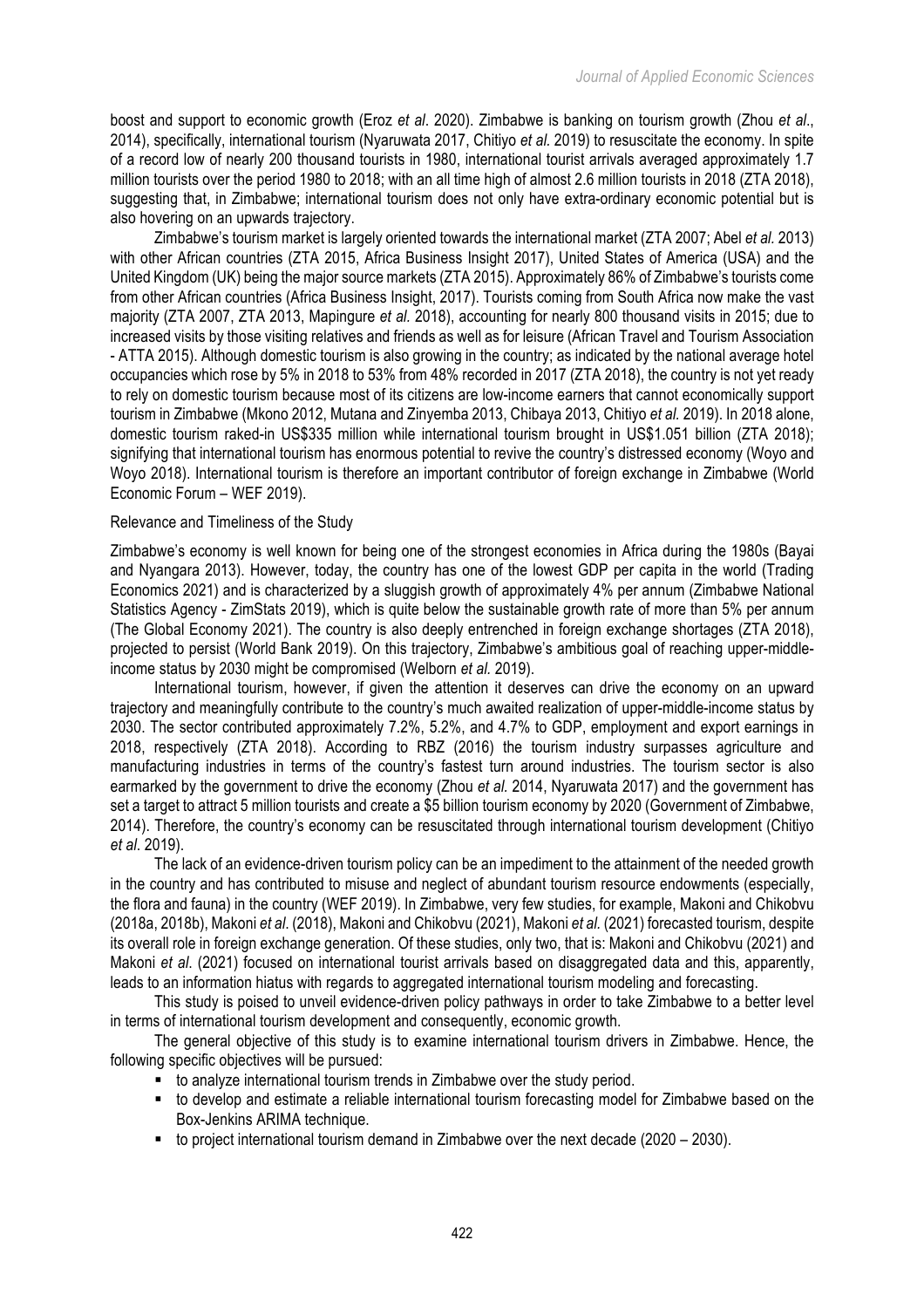boost and support to economic growth (Eroz *et al*. 2020). Zimbabwe is banking on tourism growth (Zhou *et al*., 2014), specifically, international tourism (Nyaruwata 2017, Chitiyo *et al.* 2019) to resuscitate the economy. In spite of a record low of nearly 200 thousand tourists in 1980, international tourist arrivals averaged approximately 1.7 million tourists over the period 1980 to 2018; with an all time high of almost 2.6 million tourists in 2018 (ZTA 2018), suggesting that, in Zimbabwe; international tourism does not only have extra-ordinary economic potential but is also hovering on an upwards trajectory.

Zimbabwe's tourism market is largely oriented towards the international market (ZTA 2007; Abel *et al.* 2013) with other African countries (ZTA 2015, Africa Business Insight 2017), United States of America (USA) and the United Kingdom (UK) being the major source markets (ZTA 2015). Approximately 86% of Zimbabwe's tourists come from other African countries (Africa Business Insight, 2017). Tourists coming from South Africa now make the vast majority (ZTA 2007, ZTA 2013, Mapingure *et al.* 2018), accounting for nearly 800 thousand visits in 2015; due to increased visits by those visiting relatives and friends as well as for leisure (African Travel and Tourism Association - ATTA 2015). Although domestic tourism is also growing in the country; as indicated by the national average hotel occupancies which rose by 5% in 2018 to 53% from 48% recorded in 2017 (ZTA 2018), the country is not yet ready to rely on domestic tourism because most of its citizens are low-income earners that cannot economically support tourism in Zimbabwe (Mkono 2012, Mutana and Zinyemba 2013, Chibaya 2013, Chitiyo *et al.* 2019). In 2018 alone, domestic tourism raked-in US$335 million while international tourism brought in US$1.051 billion (ZTA 2018); signifying that international tourism has enormous potential to revive the country's distressed economy (Woyo and Woyo 2018). International tourism is therefore an important contributor of foreign exchange in Zimbabwe (World Economic Forum – WEF 2019).

Relevance and Timeliness of the Study

Zimbabwe's economy is well known for being one of the strongest economies in Africa during the 1980s (Bayai and Nyangara 2013). However, today, the country has one of the lowest GDP per capita in the world (Trading Economics 2021) and is characterized by a sluggish growth of approximately 4% per annum (Zimbabwe National Statistics Agency - ZimStats 2019), which is quite below the sustainable growth rate of more than 5% per annum (The Global Economy 2021). The country is also deeply entrenched in foreign exchange shortages (ZTA 2018), projected to persist (World Bank 2019). On this trajectory, Zimbabwe's ambitious goal of reaching upper-middle-income status by 2030 might be compromised (Welborn *et al.* 2019).

International tourism, however, if given the attention it deserves can drive the economy on an upward trajectory and meaningfully contribute to the country's much awaited realization of upper-middle-income status by 2030. The sector contributed approximately 7.2%, 5.2%, and 4.7% to GDP, employment and export earnings in 2018, respectively (ZTA 2018). According to RBZ (2016) the tourism industry surpasses agriculture and manufacturing industries in terms of the country's fastest turn around industries. The tourism sector is also earmarked by the government to drive the economy (Zhou *et al.* 2014, Nyaruwata 2017) and the government has set a target to attract 5 million tourists and create a $5 billion tourism economy by 2020 (Government of Zimbabwe, 2014). Therefore, the country's economy can be resuscitated through international tourism development (Chitiyo *et al*. 2019).

The lack of an evidence-driven tourism policy can be an impediment to the attainment of the needed growth in the country and has contributed to misuse and neglect of abundant tourism resource endowments (especially, the flora and fauna) in the country (WEF 2019). In Zimbabwe, very few studies, for example, Makoni and Chikobvu (2018a, 2018b), Makoni *et al*. (2018), Makoni and Chikobvu (2021), Makoni *et al.* (2021) forecasted tourism, despite its overall role in foreign exchange generation. Of these studies, only two, that is: Makoni and Chikobvu (2021) and Makoni *et al*. (2021) focused on international tourist arrivals based on disaggregated data and this, apparently, leads to an information hiatus with regards to aggregated international tourism modeling and forecasting.

This study is poised to unveil evidence-driven policy pathways in order to take Zimbabwe to a better level in terms of international tourism development and consequently, economic growth.

The general objective of this study is to examine international tourism drivers in Zimbabwe. Hence, the following specific objectives will be pursued:

- to analyze international tourism trends in Zimbabwe over the study period.
- to develop and estimate a reliable international tourism forecasting model for Zimbabwe based on the Box-Jenkins ARIMA technique.
- to project international tourism demand in Zimbabwe over the next decade (2020 – 2030).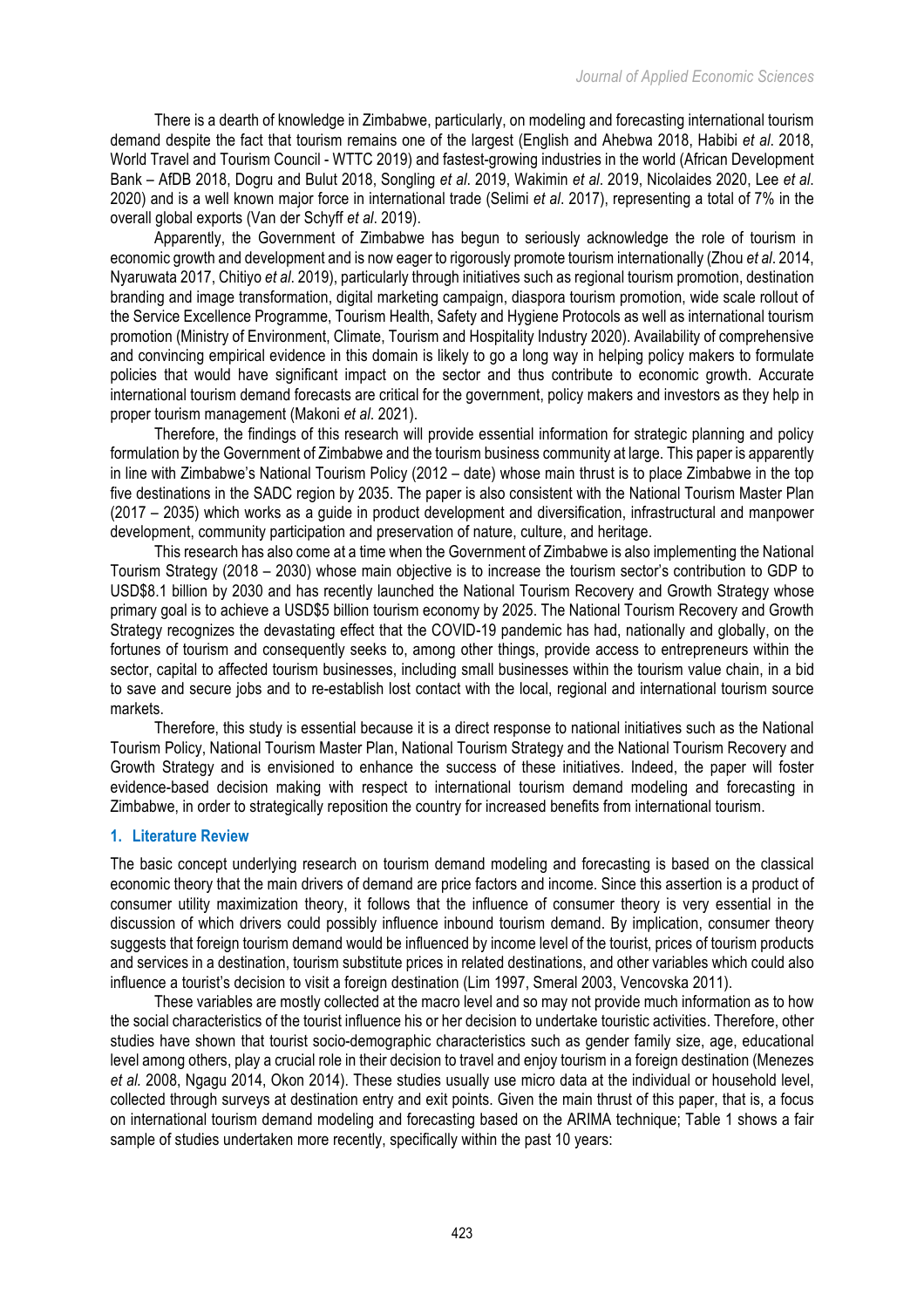There is a dearth of knowledge in Zimbabwe, particularly, on modeling and forecasting international tourism demand despite the fact that tourism remains one of the largest (English and Ahebwa 2018, Habibi *et al*. 2018, World Travel and Tourism Council - WTTC 2019) and fastest-growing industries in the world (African Development Bank – AfDB 2018, Dogru and Bulut 2018, Songling *et al*. 2019, Wakimin *et al*. 2019, Nicolaides 2020, Lee *et al*. 2020) and is a well known major force in international trade (Selimi *et al*. 2017), representing a total of 7% in the overall global exports (Van der Schyff *et al*. 2019).

Apparently, the Government of Zimbabwe has begun to seriously acknowledge the role of tourism in economic growth and development and is now eager to rigorously promote tourism internationally (Zhou *et al*. 2014, Nyaruwata 2017, Chitiyo *et al*. 2019), particularly through initiatives such as regional tourism promotion, destination branding and image transformation, digital marketing campaign, diaspora tourism promotion, wide scale rollout of the Service Excellence Programme, Tourism Health, Safety and Hygiene Protocols as well as international tourism promotion (Ministry of Environment, Climate, Tourism and Hospitality Industry 2020). Availability of comprehensive and convincing empirical evidence in this domain is likely to go a long way in helping policy makers to formulate policies that would have significant impact on the sector and thus contribute to economic growth. Accurate international tourism demand forecasts are critical for the government, policy makers and investors as they help in proper tourism management (Makoni *et al*. 2021).

Therefore, the findings of this research will provide essential information for strategic planning and policy formulation by the Government of Zimbabwe and the tourism business community at large. This paper is apparently in line with Zimbabwe's National Tourism Policy (2012 – date) whose main thrust is to place Zimbabwe in the top five destinations in the SADC region by 2035. The paper is also consistent with the National Tourism Master Plan (2017 – 2035) which works as a guide in product development and diversification, infrastructural and manpower development, community participation and preservation of nature, culture, and heritage.

This research has also come at a time when the Government of Zimbabwe is also implementing the National Tourism Strategy (2018 – 2030) whose main objective is to increase the tourism sector's contribution to GDP to USD$8.1 billion by 2030 and has recently launched the National Tourism Recovery and Growth Strategy whose primary goal is to achieve a USD$5 billion tourism economy by 2025. The National Tourism Recovery and Growth Strategy recognizes the devastating effect that the COVID-19 pandemic has had, nationally and globally, on the fortunes of tourism and consequently seeks to, among other things, provide access to entrepreneurs within the sector, capital to affected tourism businesses, including small businesses within the tourism value chain, in a bid to save and secure jobs and to re-establish lost contact with the local, regional and international tourism source markets.

Therefore, this study is essential because it is a direct response to national initiatives such as the National Tourism Policy, National Tourism Master Plan, National Tourism Strategy and the National Tourism Recovery and Growth Strategy and is envisioned to enhance the success of these initiatives. Indeed, the paper will foster evidence-based decision making with respect to international tourism demand modeling and forecasting in Zimbabwe, in order to strategically reposition the country for increased benefits from international tourism.

## 1. Literature Review

The basic concept underlying research on tourism demand modeling and forecasting is based on the classical economic theory that the main drivers of demand are price factors and income. Since this assertion is a product of consumer utility maximization theory, it follows that the influence of consumer theory is very essential in the discussion of which drivers could possibly influence inbound tourism demand. By implication, consumer theory suggests that foreign tourism demand would be influenced by income level of the tourist, prices of tourism products and services in a destination, tourism substitute prices in related destinations, and other variables which could also influence a tourist's decision to visit a foreign destination (Lim 1997, Smeral 2003, Vencovska 2011).

These variables are mostly collected at the macro level and so may not provide much information as to how the social characteristics of the tourist influence his or her decision to undertake touristic activities. Therefore, other studies have shown that tourist socio-demographic characteristics such as gender family size, age, educational level among others, play a crucial role in their decision to travel and enjoy tourism in a foreign destination (Menezes *et al.* 2008, Ngagu 2014, Okon 2014). These studies usually use micro data at the individual or household level, collected through surveys at destination entry and exit points. Given the main thrust of this paper, that is, a focus on international tourism demand modeling and forecasting based on the ARIMA technique; Table 1 shows a fair sample of studies undertaken more recently, specifically within the past 10 years: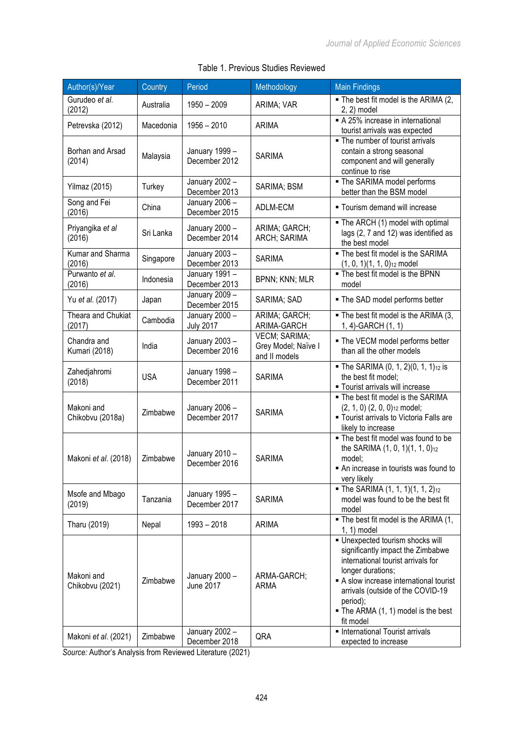Table 1. Previous Studies Reviewed

| Author(s)/Year | Country | Period | Methodology | Main Findings |
|---|---|---|---|---|
| Gurudeo *et al.* (2012) | Australia | 1950 – 2009 | ARIMA; VAR | ▪ The best fit model is the ARIMA (2, 2, 2) model |
| Petrevska (2012) | Macedonia | 1956 – 2010 | ARIMA | ▪ A 25% increase in international tourist arrivals was expected |
| Borhan and Arsad (2014) | Malaysia | January 1999 – December 2012 | SARIMA | ▪ The number of tourist arrivals contain a strong seasonal component and will generally continue to rise |
| Yilmaz (2015) | Turkey | January 2002 – December 2013 | SARIMA; BSM | ▪ The SARIMA model performs better than the BSM model |
| Song and Fei (2016) | China | January 2006 – December 2015 | ADLM-ECM | ▪ Tourism demand will increase |
| Priyangika *et al* (2016) | Sri Lanka | January 2000 – December 2014 | ARIMA; GARCH; ARCH; SARIMA | ▪ The ARCH (1) model with optimal lags (2, 7 and 12) was identified as the best model |
| Kumar and Sharma (2016) | Singapore | January 2003 – December 2013 | SARIMA | ▪ The best fit model is the SARIMA $(1, 0, 1)(1, 1, 0)_{12}$ model |
| Purwanto *et al.* (2016) | Indonesia | January 1991 – December 2013 | BPNN; KNN; MLR | ▪ The best fit model is the BPNN model |
| Yu *et al.* (2017) | Japan | January 2009 – December 2015 | SARIMA; SAD | ▪ The SAD model performs better |
| Theara and Chukiat (2017) | Cambodia | January 2000 – July 2017 | ARIMA; GARCH; ARIMA-GARCH | ▪ The best fit model is the ARIMA (3, 1, 4)-GARCH (1, 1) |
| Chandra and Kumari (2018) | India | January 2003 – December 2016 | VECM; SARIMA; Grey Model; Naïve I and II models | ▪ The VECM model performs better than all the other models |
| Zahedjahromi (2018) | USA | January 1998 – December 2011 | SARIMA | ▪ The SARIMA $(0, 1, 2)(0, 1, 1)_{12}$ is the best fit model; ▪ Tourist arrivals will increase |
| Makoni and Chikobvu (2018a) | Zimbabwe | January 2006 – December 2017 | SARIMA | ▪ The best fit model is the SARIMA $(2, 1, 0)(2, 0, 0)_{12}$ model; ▪ Tourist arrivals to Victoria Falls are likely to increase |
| Makoni *et al.* (2018) | Zimbabwe | January 2010 – December 2016 | SARIMA | ▪ The best fit model was found to be the SARIMA $(1, 0, 1)(1, 1, 0)_{12}$ model; ▪ An increase in tourists was found to very likely |
| Msofe and Mbago (2019) | Tanzania | January 1995 – December 2017 | SARIMA | ▪ The SARIMA $(1, 1, 1)(1, 1, 2)_{12}$ model was found to be the best fit model |
| Tharu (2019) | Nepal | 1993 – 2018 | ARIMA | ▪ The best fit model is the ARIMA (1, 1, 1) model |
| Makoni and Chikobvu (2021) | Zimbabwe | January 2000 – June 2017 | ARMA-GARCH; ARMA | ▪ Unexpected tourism shocks will significantly impact the Zimbabwe international tourist arrivals for longer durations; ▪ A slow increase international tourist arrivals (outside of the COVID-19 period); ▪ The ARMA (1, 1) model is the best fit model |
| Makoni *et al.* (2021) | Zimbabwe | January 2002 – December 2018 | QRA | ▪ International Tourist arrivals expected to increase |

*Source:* Author's Analysis from Reviewed Literature (2021)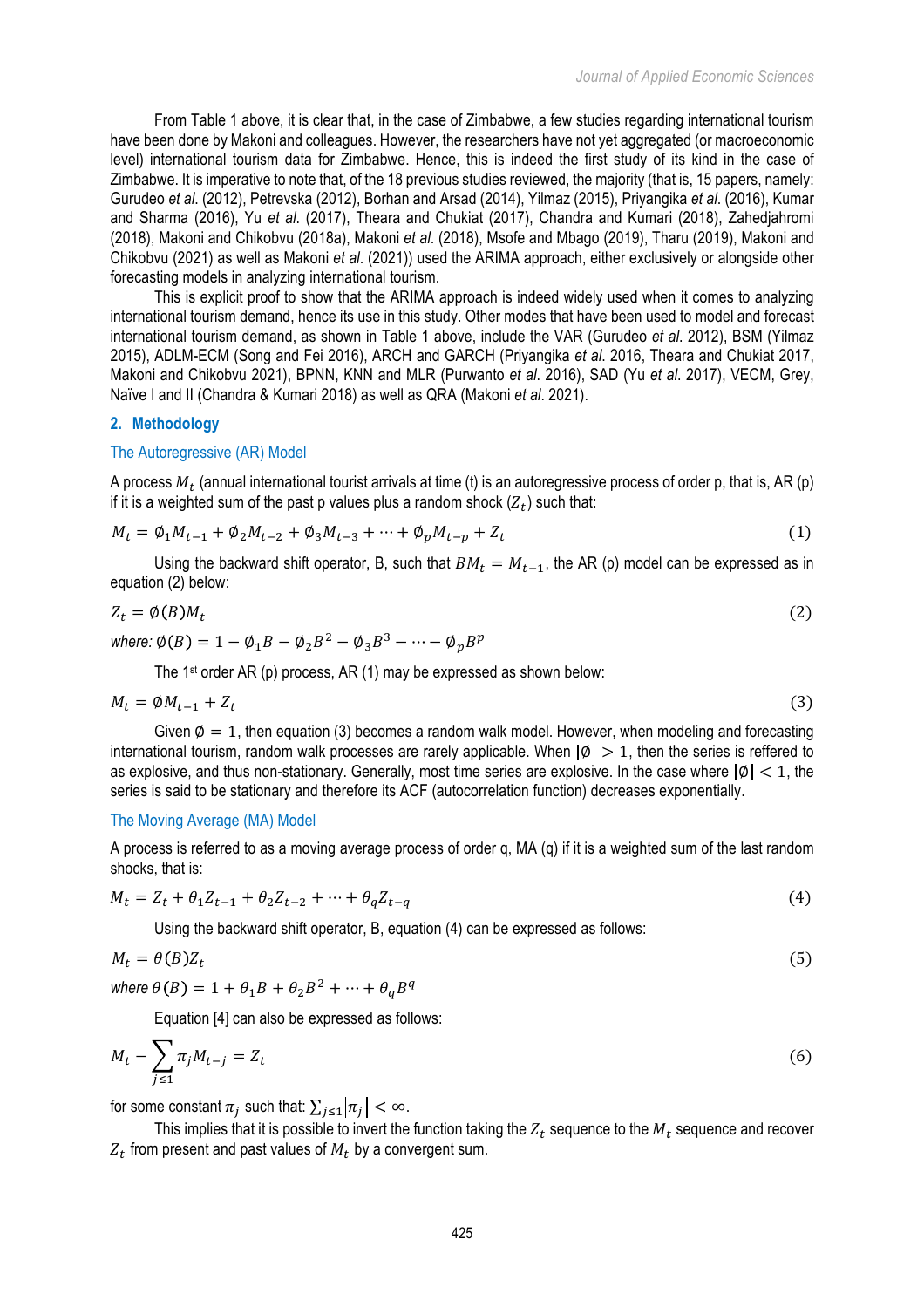From Table 1 above, it is clear that, in the case of Zimbabwe, a few studies regarding international tourism have been done by Makoni and colleagues. However, the researchers have not yet aggregated (or macroeconomic level) international tourism data for Zimbabwe. Hence, this is indeed the first study of its kind in the case of Zimbabwe. It is imperative to note that, of the 18 previous studies reviewed, the majority (that is, 15 papers, namely: Gurudeo *et al.* (2012), Petrevska (2012), Borhan and Arsad (2014), Yilmaz (2015), Priyangika *et al.* (2016), Kumar and Sharma (2016), Yu *et al.* (2017), Theara and Chukiat (2017), Chandra and Kumari (2018), Zahedjahromi (2018), Makoni and Chikobvu (2018a), Makoni *et al.* (2018), Msofe and Mbago (2019), Tharu (2019), Makoni and Chikobvu (2021) as well as Makoni *et al.* (2021)) used the ARIMA approach, either exclusively or alongside other forecasting models in analyzing international tourism.

This is explicit proof to show that the ARIMA approach is indeed widely used when it comes to analyzing international tourism demand, hence its use in this study. Other modes that have been used to model and forecast international tourism demand, as shown in Table 1 above, include the VAR (Gurudeo *et al.* 2012), BSM (Yilmaz 2015), ADLM-ECM (Song and Fei 2016), ARCH and GARCH (Priyangika *et al.* 2016, Theara and Chukiat 2017, Makoni and Chikobvu 2021), BPNN, KNN and MLR (Purwanto *et al.* 2016), SAD (Yu *et al.* 2017), VECM, Grey, Naïve I and II (Chandra & Kumari 2018) as well as QRA (Makoni *et al.* 2021).

## 2. Methodology

### The Autoregressive (AR) Model

A process $M_t$ (annual international tourist arrivals at time (t) is an autoregressive process of order p, that is, AR (p) if it is a weighted sum of the past p values plus a random shock ($Z_t$) such that:

$$M_t = \emptyset_1 M_{t-1} + \emptyset_2 M_{t-2} + \emptyset_3 M_{t-3} + \cdots + \emptyset_p M_{t-p} + Z_t \tag{1}$$

Using the backward shift operator, B, such that $BM_t = M_{t-1}$, the AR (p) model can be expressed as in equation (2) below:

$$Z_t = \emptyset(B) M_t \tag{2}$$

*where:* $\emptyset(B) = 1 - \emptyset_1 B - \emptyset_2 B^2 - \emptyset_3 B^3 - \cdots - \emptyset_p B^p$

The 1st order AR (p) process, AR (1) may be expressed as shown below:

$$M_t = \emptyset M_{t-1} + Z_t \tag{3}$$

Given $\emptyset = 1$, then equation (3) becomes a random walk model. However, when modeling and forecasting international tourism, random walk processes are rarely applicable. When $|\emptyset| > 1$, then the series is reffered to as explosive, and thus non-stationary. Generally, most time series are explosive. In the case where $|\emptyset| < 1$, the series is said to be stationary and therefore its ACF (autocorrelation function) decreases exponentially.

### The Moving Average (MA) Model

A process is referred to as a moving average process of order q, MA (q) if it is a weighted sum of the last random shocks, that is:

$$M_t = Z_t + \theta_1 Z_{t-1} + \theta_2 Z_{t-2} + \cdots + \theta_q Z_{t-q} \tag{4}$$

Using the backward shift operator, B, equation (4) can be expressed as follows:

$$M_t = \theta(B) Z_t \tag{5}$$

*where* $\theta(B) = 1 + \theta_1 B + \theta_2 B^2 + \cdots + \theta_q B^q$

Equation [4] can also be expressed as follows:

$$M_t - \sum_{j \leq 1} \pi_j M_{t-j} = Z_t \tag{6}$$

for some constant $\pi_j$ such that: $\sum_{j \leq 1} |\pi_j| < \infty$.

This implies that it is possible to invert the function taking the $Z_t$ sequence to the $M_t$ sequence and recover $Z_t$ from present and past values of $M_t$ by a convergent sum.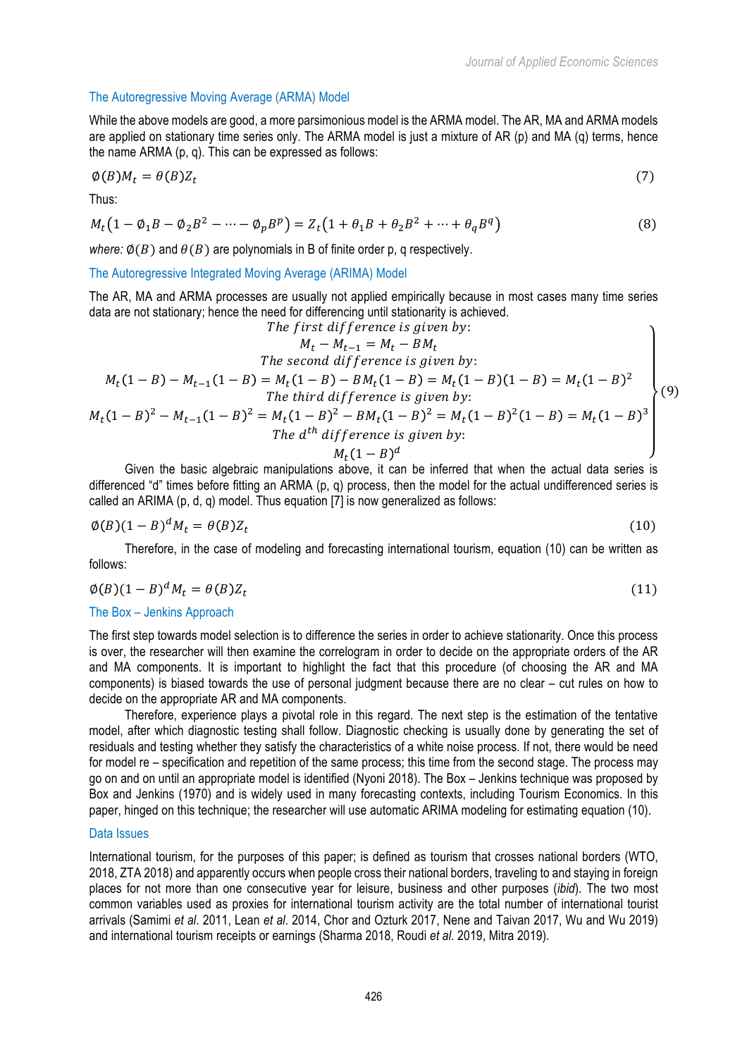### The Autoregressive Moving Average (ARMA) Model

While the above models are good, a more parsimonious model is the ARMA model. The AR, MA and ARMA models are applied on stationary time series only. The ARMA model is just a mixture of AR (p) and MA (q) terms, hence the name ARMA (p, q). This can be expressed as follows:

$$\emptyset(B)M_t = \theta(B)Z_t \tag{7}$$

Thus:

$$M_t\left(1 - \emptyset_1 B - \emptyset_2 B^2 - \cdots - \emptyset_p B^p\right) = Z_t\left(1 + \theta_1 B + \theta_2 B^2 + \cdots + \theta_q B^q\right) \tag{8}$$

*where:* $\emptyset(B)$ and $\theta(B)$ are polynomials in B of finite order p, q respectively.

### The Autoregressive Integrated Moving Average (ARIMA) Model

The AR, MA and ARMA processes are usually not applied empirically because in most cases many time series data are not stationary; hence the need for differencing until stationarity is achieved.

$$\left.\begin{array}{c}
\text{The first difference is given by:} \\
M_t - M_{t-1} = M_t - BM_t \\
\text{The second difference is given by:} \\
M_t(1-B) - M_{t-1}(1-B) = M_t(1-B) - BM_t(1-B) = M_t(1-B)(1-B) = M_t(1-B)^2 \\
\text{The third difference is given by:} \\
M_t(1-B)^2 - M_{t-1}(1-B)^2 = M_t(1-B)^2 - BM_t(1-B)^2 = M_t(1-B)^2(1-B) = M_t(1-B)^3 \\
\text{The } d^{th} \text{ difference is given by:} \\
M_t(1-B)^d
\end{array}\right\} \tag{9}$$

Given the basic algebraic manipulations above, it can be inferred that when the actual data series is differenced "d" times before fitting an ARMA (p, q) process, then the model for the actual undifferenced series is called an ARIMA (p, d, q) model. Thus equation [7] is now generalized as follows:

$$\emptyset(B)(1-B)^d M_t = \theta(B)Z_t \tag{10}$$

Therefore, in the case of modeling and forecasting international tourism, equation (10) can be written as follows:

$$\emptyset(B)(1-B)^d M_t = \theta(B)Z_t \tag{11}$$

### The Box – Jenkins Approach

The first step towards model selection is to difference the series in order to achieve stationarity. Once this process is over, the researcher will then examine the correlogram in order to decide on the appropriate orders of the AR and MA components. It is important to highlight the fact that this procedure (of choosing the AR and MA components) is biased towards the use of personal judgment because there are no clear – cut rules on how to decide on the appropriate AR and MA components.

Therefore, experience plays a pivotal role in this regard. The next step is the estimation of the tentative model, after which diagnostic testing shall follow. Diagnostic checking is usually done by generating the set of residuals and testing whether they satisfy the characteristics of a white noise process. If not, there would be need for model re – specification and repetition of the same process; this time from the second stage. The process may go on and on until an appropriate model is identified (Nyoni 2018). The Box – Jenkins technique was proposed by Box and Jenkins (1970) and is widely used in many forecasting contexts, including Tourism Economics. In this paper, hinged on this technique; the researcher will use automatic ARIMA modeling for estimating equation (10).

### Data Issues

International tourism, for the purposes of this paper; is defined as tourism that crosses national borders (WTO, 2018, ZTA 2018) and apparently occurs when people cross their national borders, traveling to and staying in foreign places for not more than one consecutive year for leisure, business and other purposes (*ibid*). The two most common variables used as proxies for international tourism activity are the total number of international tourist arrivals (Samimi *et al*. 2011, Lean *et al*. 2014, Chor and Ozturk 2017, Nene and Taivan 2017, Wu and Wu 2019) and international tourism receipts or earnings (Sharma 2018, Roudi *et al*. 2019, Mitra 2019).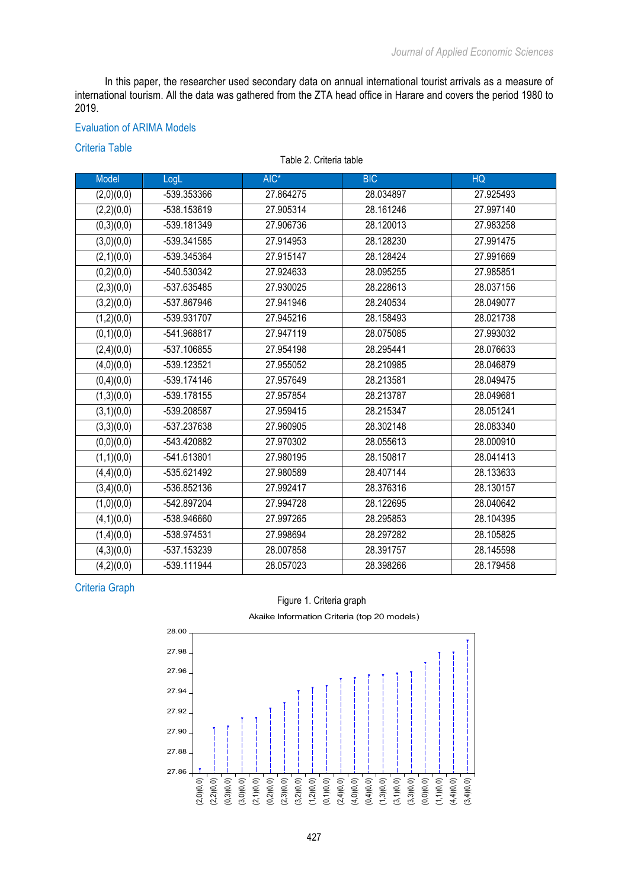In this paper, the researcher used secondary data on annual international tourist arrivals as a measure of international tourism. All the data was gathered from the ZTA head office in Harare and covers the period 1980 to 2019.

## Evaluation of ARIMA Models

### Criteria Table

Table 2. Criteria table

| Model | LogL | AIC* | BIC | HQ |
|---|---|---|---|---|
| (2,0)(0,0) | -539.353366 | 27.864275 | 28.034897 | 27.925493 |
| (2,2)(0,0) | -538.153619 | 27.905314 | 28.161246 | 27.997140 |
| (0,3)(0,0) | -539.181349 | 27.906736 | 28.120013 | 27.983258 |
| (3,0)(0,0) | -539.341585 | 27.914953 | 28.128230 | 27.991475 |
| (2,1)(0,0) | -539.345364 | 27.915147 | 28.128424 | 27.991669 |
| (0,2)(0,0) | -540.530342 | 27.924633 | 28.095255 | 27.985851 |
| (2,3)(0,0) | -537.635485 | 27.930025 | 28.228613 | 28.037156 |
| (3,2)(0,0) | -537.867946 | 27.941946 | 28.240534 | 28.049077 |
| (1,2)(0,0) | -539.931707 | 27.945216 | 28.158493 | 28.021738 |
| (0,1)(0,0) | -541.968817 | 27.947119 | 28.075085 | 27.993032 |
| (2,4)(0,0) | -537.106855 | 27.954198 | 28.295441 | 28.076633 |
| (4,0)(0,0) | -539.123521 | 27.955052 | 28.210985 | 28.046879 |
| (0,4)(0,0) | -539.174146 | 27.957649 | 28.213581 | 28.049475 |
| (1,3)(0,0) | -539.178155 | 27.957854 | 28.213787 | 28.049681 |
| (3,1)(0,0) | -539.208587 | 27.959415 | 28.215347 | 28.051241 |
| (3,3)(0,0) | -537.237638 | 27.960905 | 28.302148 | 28.083340 |
| (0,0)(0,0) | -543.420882 | 27.970302 | 28.055613 | 28.000910 |
| (1,1)(0,0) | -541.613801 | 27.980195 | 28.150817 | 28.041413 |
| (4,4)(0,0) | -535.621492 | 27.980589 | 28.407144 | 28.133633 |
| (3,4)(0,0) | -536.852136 | 27.992417 | 28.376316 | 28.130157 |
| (1,0)(0,0) | -542.897204 | 27.994728 | 28.122695 | 28.040642 |
| (4,1)(0,0) | -538.946660 | 27.997265 | 28.295853 | 28.104395 |
| (1,4)(0,0) | -538.974531 | 27.998694 | 28.297282 | 28.105825 |
| (4,3)(0,0) | -537.153239 | 28.007858 | 28.391757 | 28.145598 |
| (4,2)(0,0) | -539.111944 | 28.057023 | 28.398266 | 28.179458 |

### Criteria Graph

Figure 1. Criteria graph

Akaike Information Criteria (top 20 models)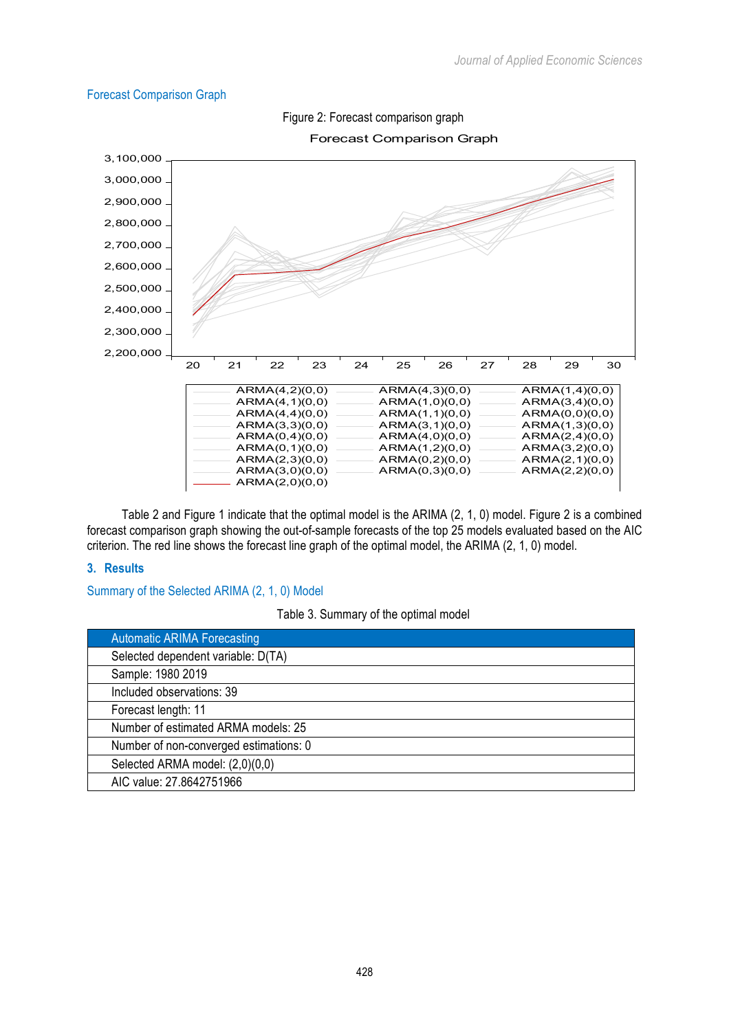### Forecast Comparison Graph

Figure 2: Forecast comparison graph

Table 2 and Figure 1 indicate that the optimal model is the ARIMA (2, 1, 0) model. Figure 2 is a combined forecast comparison graph showing the out-of-sample forecasts of the top 25 models evaluated based on the AIC criterion. The red line shows the forecast line graph of the optimal model, the ARIMA (2, 1, 0) model.

## 3. Results

### Summary of the Selected ARIMA (2, 1, 0) Model

Table 3. Summary of the optimal model

| Automatic ARIMA Forecasting |
|---|
| Selected dependent variable: D(TA) |
| Sample: 1980 2019 |
| Included observations: 39 |
| Forecast length: 11 |
| Number of estimated ARMA models: 25 |
| Number of non-converged estimations: 0 |
| Selected ARMA model: (2,0)(0,0) |
| AIC value: 27.8642751966 |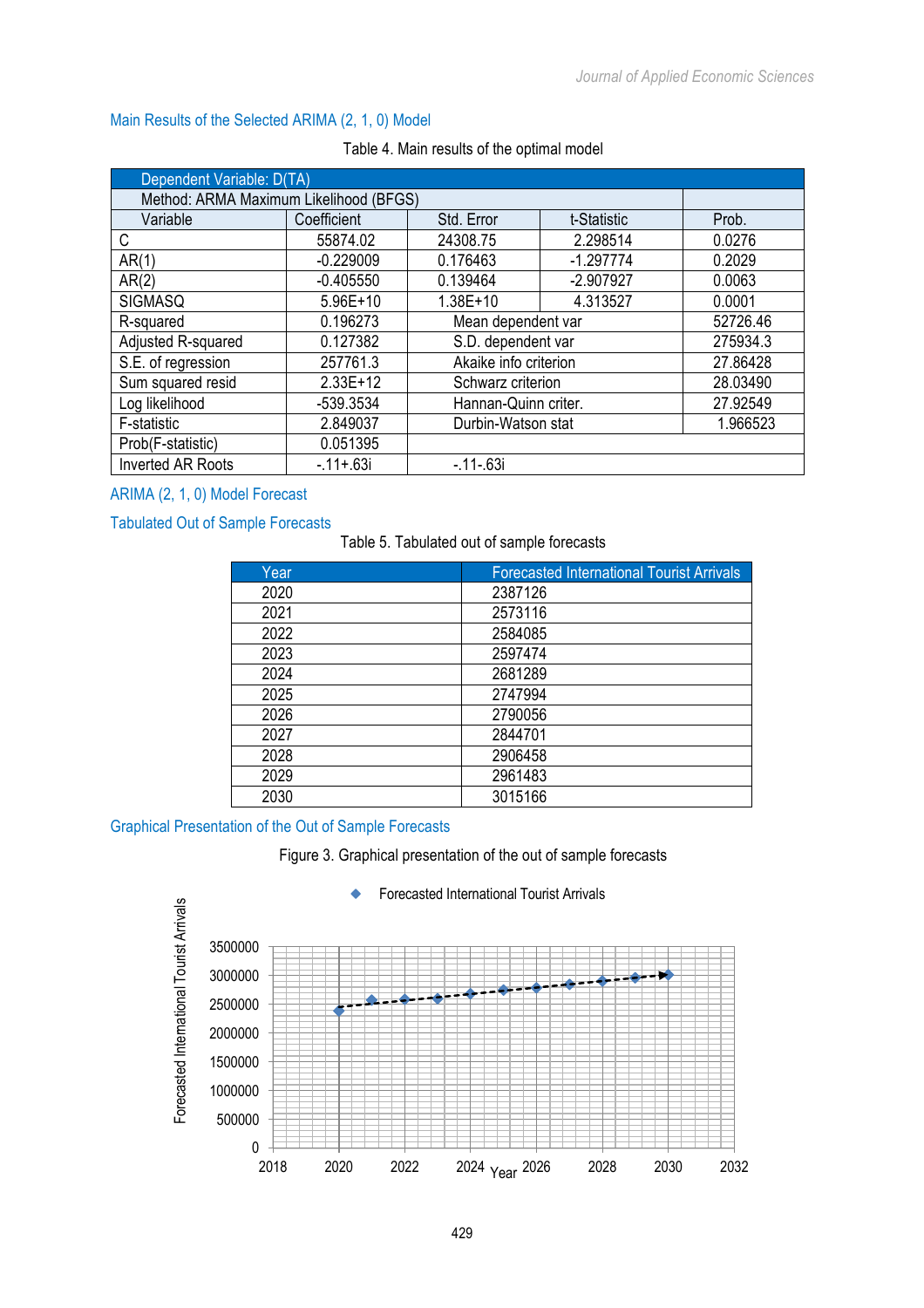### Main Results of the Selected ARIMA (2, 1, 0) Model

Table 4. Main results of the optimal model

| Dependent Variable: D(TA) | | | | |
|---|---|---|---|---|
| Method: ARMA Maximum Likelihood (BFGS) | | | | |
| Variable | Coefficient | Std. Error | t-Statistic | Prob. |
| C | 55874.02 | 24308.75 | 2.298514 | 0.0276 |
| AR(1) | -0.229009 | 0.176463 | -1.297774 | 0.2029 |
| AR(2) | -0.405550 | 0.139464 | -2.907927 | 0.0063 |
| SIGMASQ | 5.96E+10 | 1.38E+10 | 4.313527 | 0.0001 |
| R-squared | 0.196273 | Mean dependent var | | 52726.46 |
| Adjusted R-squared | 0.127382 | S.D. dependent var | | 275934.3 |
| S.E. of regression | 257761.3 | Akaike info criterion | | 27.86428 |
| Sum squared resid | 2.33E+12 | Schwarz criterion | | 28.03490 |
| Log likelihood | -539.3534 | Hannan-Quinn criter. | | 27.92549 |
| F-statistic | 2.849037 | Durbin-Watson stat | | 1.966523 |
| Prob(F-statistic) | 0.051395 | | | |
| Inverted AR Roots | -.11+.63i | -.11-.63i | | |

### ARIMA (2, 1, 0) Model Forecast

### Tabulated Out of Sample Forecasts

Table 5. Tabulated out of sample forecasts

| Year | Forecasted International Tourist Arrivals |
|---|---|
| 2020 | 2387126 |
| 2021 | 2573116 |
| 2022 | 2584085 |
| 2023 | 2597474 |
| 2024 | 2681289 |
| 2025 | 2747994 |
| 2026 | 2790056 |
| 2027 | 2844701 |
| 2028 | 2906458 |
| 2029 | 2961483 |
| 2030 | 3015166 |

### Graphical Presentation of the Out of Sample Forecasts

Figure 3. Graphical presentation of the out of sample forecasts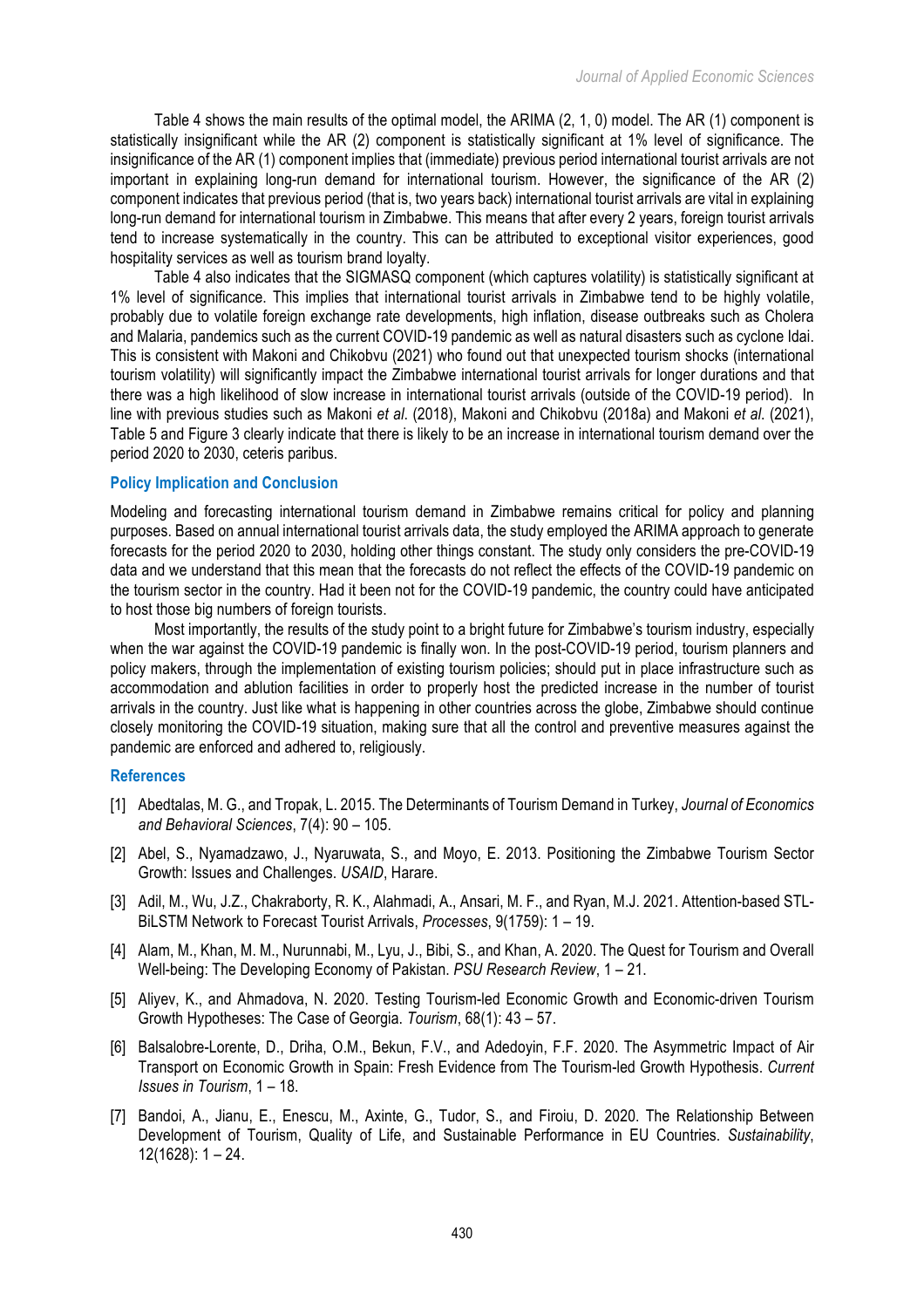Table 4 shows the main results of the optimal model, the ARIMA (2, 1, 0) model. The AR (1) component is statistically insignificant while the AR (2) component is statistically significant at 1% level of significance. The insignificance of the AR (1) component implies that (immediate) previous period international tourist arrivals are not important in explaining long-run demand for international tourism. However, the significance of the AR (2) component indicates that previous period (that is, two years back) international tourist arrivals are vital in explaining long-run demand for international tourism in Zimbabwe. This means that after every 2 years, foreign tourist arrivals tend to increase systematically in the country. This can be attributed to exceptional visitor experiences, good hospitality services as well as tourism brand loyalty.

Table 4 also indicates that the SIGMASQ component (which captures volatility) is statistically significant at 1% level of significance. This implies that international tourist arrivals in Zimbabwe tend to be highly volatile, probably due to volatile foreign exchange rate developments, high inflation, disease outbreaks such as Cholera and Malaria, pandemics such as the current COVID-19 pandemic as well as natural disasters such as cyclone Idai. This is consistent with Makoni and Chikobvu (2021) who found out that unexpected tourism shocks (international tourism volatility) will significantly impact the Zimbabwe international tourist arrivals for longer durations and that there was a high likelihood of slow increase in international tourist arrivals (outside of the COVID-19 period). In line with previous studies such as Makoni *et al*. (2018), Makoni and Chikobvu (2018a) and Makoni *et al*. (2021), Table 5 and Figure 3 clearly indicate that there is likely to be an increase in international tourism demand over the period 2020 to 2030, ceteris paribus.

## Policy Implication and Conclusion

Modeling and forecasting international tourism demand in Zimbabwe remains critical for policy and planning purposes. Based on annual international tourist arrivals data, the study employed the ARIMA approach to generate forecasts for the period 2020 to 2030, holding other things constant. The study only considers the pre-COVID-19 data and we understand that this mean that the forecasts do not reflect the effects of the COVID-19 pandemic on the tourism sector in the country. Had it been not for the COVID-19 pandemic, the country could have anticipated to host those big numbers of foreign tourists.

Most importantly, the results of the study point to a bright future for Zimbabwe's tourism industry, especially when the war against the COVID-19 pandemic is finally won. In the post-COVID-19 period, tourism planners and policy makers, through the implementation of existing tourism policies; should put in place infrastructure such as accommodation and ablution facilities in order to properly host the predicted increase in the number of tourist arrivals in the country. Just like what is happening in other countries across the globe, Zimbabwe should continue closely monitoring the COVID-19 situation, making sure that all the control and preventive measures against the pandemic are enforced and adhered to, religiously.

## References

[1] Abdetalas, M. G., and Tropak, L. 2015. The Determinants of Tourism Demand in Turkey, *Journal of Economics and Behavioral Sciences*, 7(4): 90 – 105.

[2] Abel, S., Nyamadzawo, J., Nyaruwata, S., and Moyo, E. 2013. Positioning the Zimbabwe Tourism Sector Growth: Issues and Challenges. *USAID*, Harare.

[3] Adil, M., Wu, J.Z., Chakraborty, R. K., Alahmadi, A., Ansari, M. F., and Ryan, M.J. 2021. Attention-based STL-BiLSTM Network to Forecast Tourist Arrivals, *Processes*, 9(1759): 1 – 19.

[4] Alam, M., Khan, M. M., Nurunnabi, M., Lyu, J., Bibi, S., and Khan, A. 2020. The Quest for Tourism and Overall Well-being: The Developing Economy of Pakistan. *PSU Research Review*, 1 – 21.

[5] Aliyev, K., and Ahmadova, N. 2020. Testing Tourism-led Economic Growth and Economic-driven Tourism Growth Hypotheses: The Case of Georgia. *Tourism*, 68(1): 43 – 57.

[6] Balsalobre-Lorente, D., Driha, O.M., Bekun, F.V., and Adedoyin, F.F. 2020. The Asymmetric Impact of Air Transport on Economic Growth in Spain: Fresh Evidence from The Tourism-led Growth Hypothesis. *Current Issues in Tourism*, 1 – 18.

[7] Bandoi, A., Jianu, E., Enescu, M., Axinte, G., Tudor, S., and Firoiu, D. 2020. The Relationship Between Development of Tourism, Quality of Life, and Sustainable Performance in EU Countries. *Sustainability*, 12(1628): 1 – 24.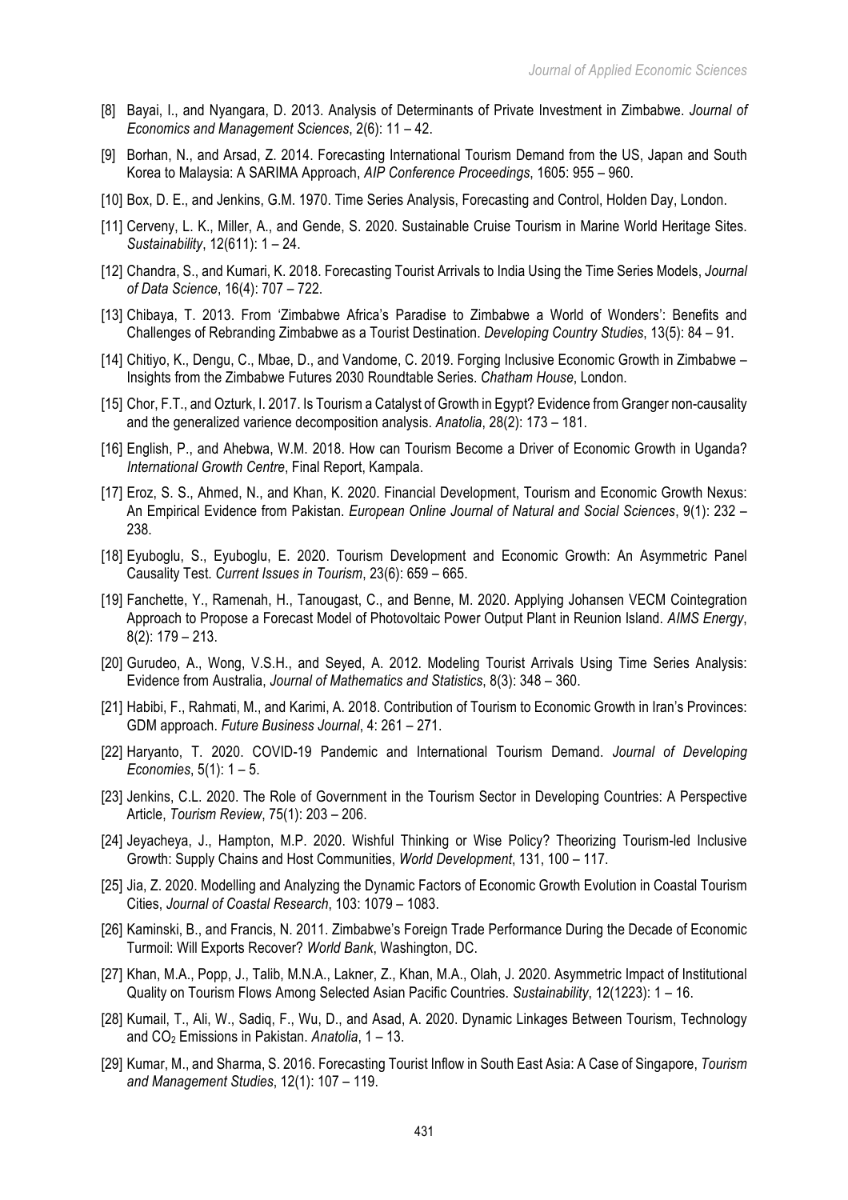[8] Bayai, I., and Nyangara, D. 2013. Analysis of Determinants of Private Investment in Zimbabwe. *Journal of Economics and Management Sciences*, 2(6): 11 – 42.

[9] Borhan, N., and Arsad, Z. 2014. Forecasting International Tourism Demand from the US, Japan and South Korea to Malaysia: A SARIMA Approach, *AIP Conference Proceedings*, 1605: 955 – 960.

[10] Box, D. E., and Jenkins, G.M. 1970. Time Series Analysis, Forecasting and Control, Holden Day, London.

[11] Cerveny, L. K., Miller, A., and Gende, S. 2020. Sustainable Cruise Tourism in Marine World Heritage Sites. *Sustainability*, 12(611): 1 – 24.

[12] Chandra, S., and Kumari, K. 2018. Forecasting Tourist Arrivals to India Using the Time Series Models, *Journal of Data Science*, 16(4): 707 – 722.

[13] Chibaya, T. 2013. From 'Zimbabwe Africa's Paradise to Zimbabwe a World of Wonders': Benefits and Challenges of Rebranding Zimbabwe as a Tourist Destination. *Developing Country Studies*, 13(5): 84 – 91.

[14] Chitiyo, K., Dengu, C., Mbae, D., and Vandome, C. 2019. Forging Inclusive Economic Growth in Zimbabwe – Insights from the Zimbabwe Futures 2030 Roundtable Series. *Chatham House*, London.

[15] Chor, F.T., and Ozturk, I. 2017. Is Tourism a Catalyst of Growth in Egypt? Evidence from Granger non-causality and the generalized varience decomposition analysis. *Anatolia*, 28(2): 173 – 181.

[16] English, P., and Ahebwa, W.M. 2018. How can Tourism Become a Driver of Economic Growth in Uganda? *International Growth Centre*, Final Report, Kampala.

[17] Eroz, S. S., Ahmed, N., and Khan, K. 2020. Financial Development, Tourism and Economic Growth Nexus: An Empirical Evidence from Pakistan. *European Online Journal of Natural and Social Sciences*, 9(1): 232 – 238.

[18] Eyuboglu, S., Eyuboglu, E. 2020. Tourism Development and Economic Growth: An Asymmetric Panel Causality Test. *Current Issues in Tourism*, 23(6): 659 – 665.

[19] Fanchette, Y., Ramenah, H., Tanougast, C., and Benne, M. 2020. Applying Johansen VECM Cointegration Approach to Propose a Forecast Model of Photovoltaic Power Output Plant in Reunion Island. *AIMS Energy*, 8(2): 179 – 213.

[20] Gurudeo, A., Wong, V.S.H., and Seyed, A. 2012. Modeling Tourist Arrivals Using Time Series Analysis: Evidence from Australia, *Journal of Mathematics and Statistics*, 8(3): 348 – 360.

[21] Habibi, F., Rahmati, M., and Karimi, A. 2018. Contribution of Tourism to Economic Growth in Iran's Provinces: GDM approach. *Future Business Journal*, 4: 261 – 271.

[22] Haryanto, T. 2020. COVID-19 Pandemic and International Tourism Demand. *Journal of Developing Economies*, 5(1): 1 – 5.

[23] Jenkins, C.L. 2020. The Role of Government in the Tourism Sector in Developing Countries: A Perspective Article, *Tourism Review*, 75(1): 203 – 206.

[24] Jeyacheya, J., Hampton, M.P. 2020. Wishful Thinking or Wise Policy? Theorizing Tourism-led Inclusive Growth: Supply Chains and Host Communities, *World Development*, 131, 100 – 117.

[25] Jia, Z. 2020. Modelling and Analyzing the Dynamic Factors of Economic Growth Evolution in Coastal Tourism Cities, *Journal of Coastal Research*, 103: 1079 – 1083.

[26] Kaminski, B., and Francis, N. 2011. Zimbabwe's Foreign Trade Performance During the Decade of Economic Turmoil: Will Exports Recover? *World Bank*, Washington, DC.

[27] Khan, M.A., Popp, J., Talib, M.N.A., Lakner, Z., Khan, M.A., Olah, J. 2020. Asymmetric Impact of Institutional Quality on Tourism Flows Among Selected Asian Pacific Countries. *Sustainability*, 12(1223): 1 – 16.

[28] Kumail, T., Ali, W., Sadiq, F., Wu, D., and Asad, A. 2020. Dynamic Linkages Between Tourism, Technology and $CO_2$ Emissions in Pakistan. *Anatolia*, 1 – 13.

[29] Kumar, M., and Sharma, S. 2016. Forecasting Tourist Inflow in South East Asia: A Case of Singapore, *Tourism and Management Studies*, 12(1): 107 – 119.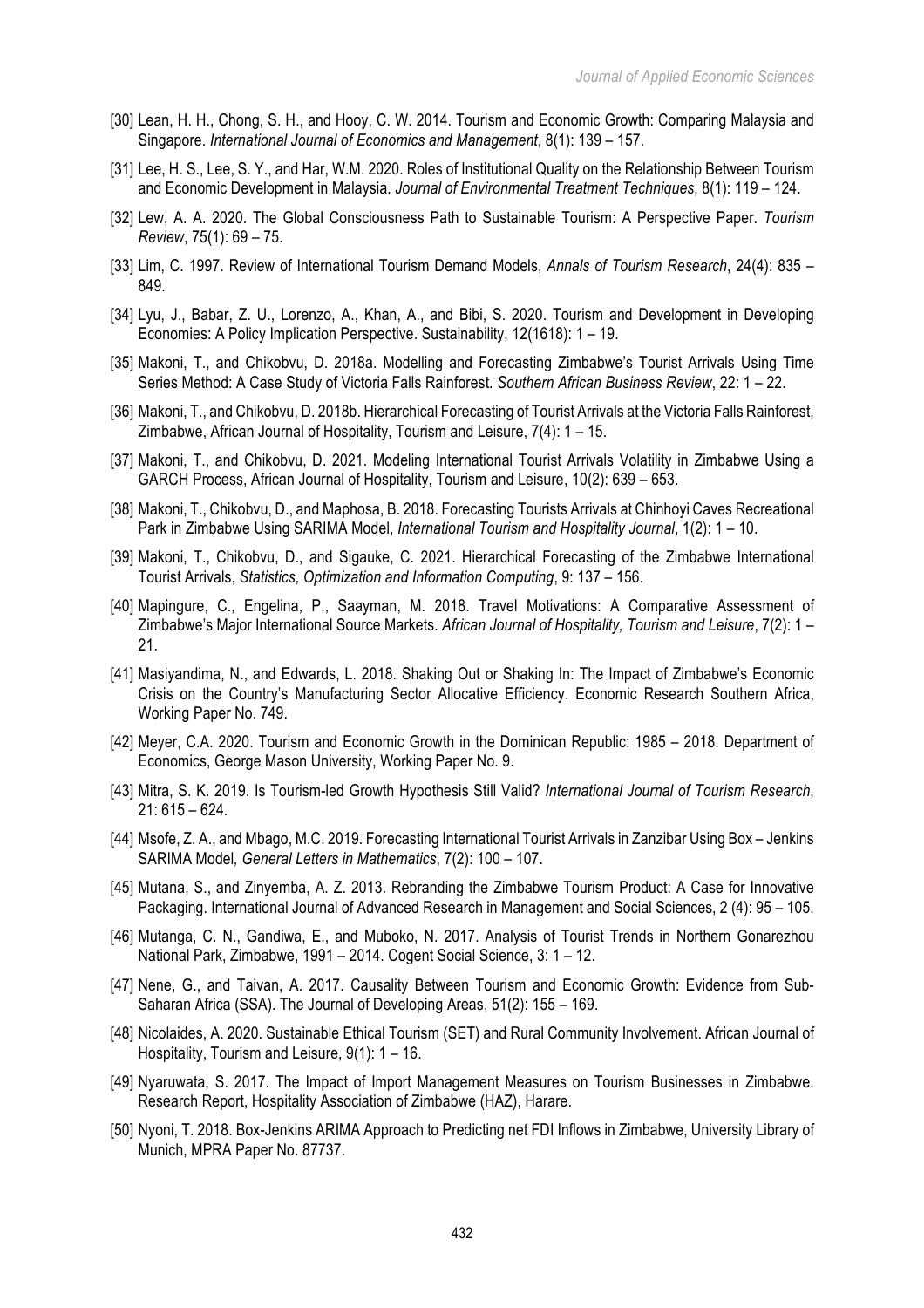[30] Lean, H. H., Chong, S. H., and Hooy, C. W. 2014. Tourism and Economic Growth: Comparing Malaysia and Singapore. *International Journal of Economics and Management*, 8(1): 139 – 157.

[31] Lee, H. S., Lee, S. Y., and Har, W.M. 2020. Roles of Institutional Quality on the Relationship Between Tourism and Economic Development in Malaysia. *Journal of Environmental Treatment Techniques*, 8(1): 119 – 124.

[32] Lew, A. A. 2020. The Global Consciousness Path to Sustainable Tourism: A Perspective Paper. *Tourism Review*, 75(1): 69 – 75.

[33] Lim, C. 1997. Review of International Tourism Demand Models, *Annals of Tourism Research*, 24(4): 835 – 849.

[34] Lyu, J., Babar, Z. U., Lorenzo, A., Khan, A., and Bibi, S. 2020. Tourism and Development in Developing Economies: A Policy Implication Perspective. Sustainability, 12(1618): 1 – 19.

[35] Makoni, T., and Chikobvu, D. 2018a. Modelling and Forecasting Zimbabwe's Tourist Arrivals Using Time Series Method: A Case Study of Victoria Falls Rainforest. *Southern African Business Review*, 22: 1 – 22.

[36] Makoni, T., and Chikobvu, D. 2018b. Hierarchical Forecasting of Tourist Arrivals at the Victoria Falls Rainforest, Zimbabwe, African Journal of Hospitality, Tourism and Leisure, 7(4): 1 – 15.

[37] Makoni, T., and Chikobvu, D. 2021. Modeling International Tourist Arrivals Volatility in Zimbabwe Using a GARCH Process, African Journal of Hospitality, Tourism and Leisure, 10(2): 639 – 653.

[38] Makoni, T., Chikobvu, D., and Maphosa, B. 2018. Forecasting Tourists Arrivals at Chinhoyi Caves Recreational Park in Zimbabwe Using SARIMA Model, *International Tourism and Hospitality Journal*, 1(2): 1 – 10.

[39] Makoni, T., Chikobvu, D., and Sigauke, C. 2021. Hierarchical Forecasting of the Zimbabwe International Tourist Arrivals, *Statistics, Optimization and Information Computing*, 9: 137 – 156.

[40] Mapingure, C., Engelina, P., Saayman, M. 2018. Travel Motivations: A Comparative Assessment of Zimbabwe's Major International Source Markets. *African Journal of Hospitality, Tourism and Leisure*, 7(2): 1 – 21.

[41] Masiyandima, N., and Edwards, L. 2018. Shaking Out or Shaking In: The Impact of Zimbabwe's Economic Crisis on the Country's Manufacturing Sector Allocative Efficiency. Economic Research Southern Africa, Working Paper No. 749.

[42] Meyer, C.A. 2020. Tourism and Economic Growth in the Dominican Republic: 1985 – 2018. Department of Economics, George Mason University, Working Paper No. 9.

[43] Mitra, S. K. 2019. Is Tourism-led Growth Hypothesis Still Valid? *International Journal of Tourism Research*, 21: 615 – 624.

[44] Msofe, Z. A., and Mbago, M.C. 2019. Forecasting International Tourist Arrivals in Zanzibar Using Box – Jenkins SARIMA Model, *General Letters in Mathematics*, 7(2): 100 – 107.

[45] Mutana, S., and Zinyemba, A. Z. 2013. Rebranding the Zimbabwe Tourism Product: A Case for Innovative Packaging. International Journal of Advanced Research in Management and Social Sciences, 2 (4): 95 – 105.

[46] Mutanga, C. N., Gandiwa, E., and Muboko, N. 2017. Analysis of Tourist Trends in Northern Gonarezhou National Park, Zimbabwe, 1991 – 2014. Cogent Social Science, 3: 1 – 12.

[47] Nene, G., and Taivan, A. 2017. Causality Between Tourism and Economic Growth: Evidence from Sub-Saharan Africa (SSA). The Journal of Developing Areas, 51(2): 155 – 169.

[48] Nicolaides, A. 2020. Sustainable Ethical Tourism (SET) and Rural Community Involvement. African Journal of Hospitality, Tourism and Leisure, 9(1): 1 – 16.

[49] Nyaruwata, S. 2017. The Impact of Import Management Measures on Tourism Businesses in Zimbabwe. Research Report, Hospitality Association of Zimbabwe (HAZ), Harare.

[50] Nyoni, T. 2018. Box-Jenkins ARIMA Approach to Predicting net FDI Inflows in Zimbabwe, University Library of Munich, MPRA Paper No. 87737.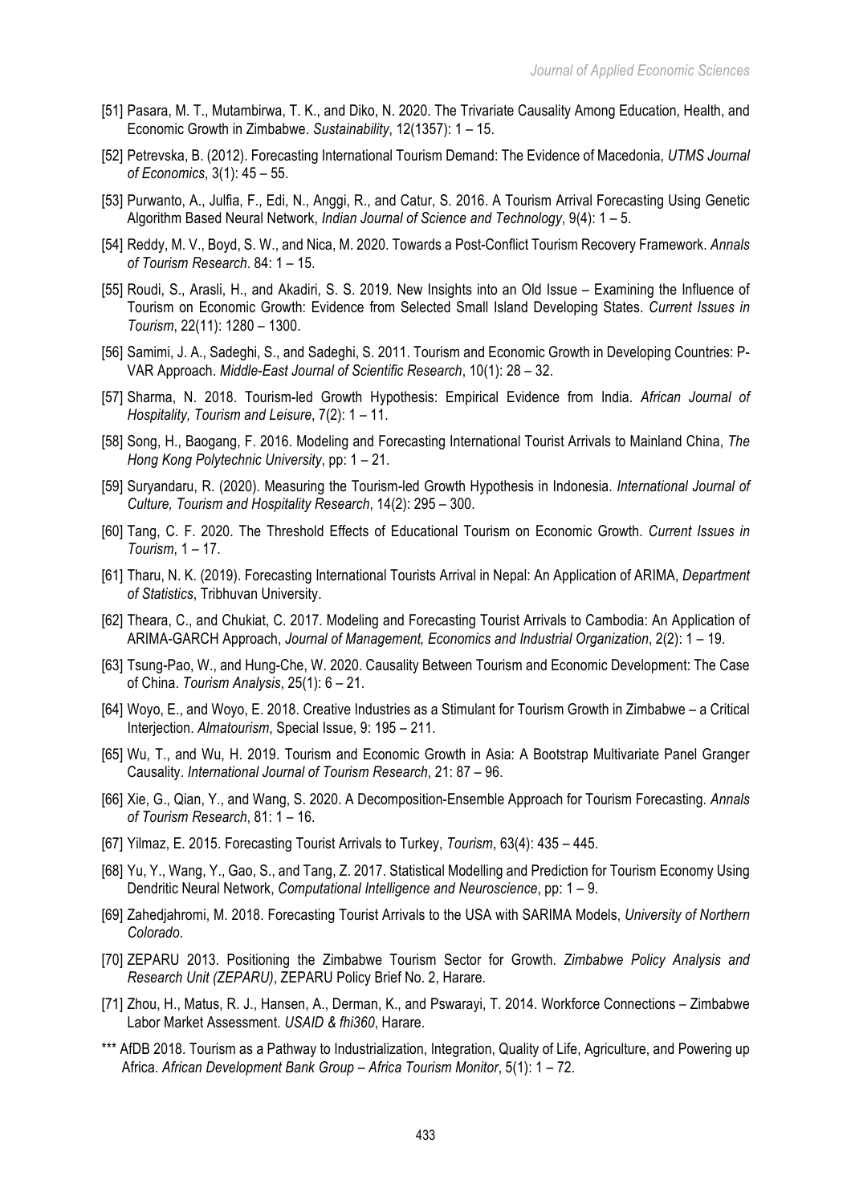[51] Pasara, M. T., Mutambirwa, T. K., and Diko, N. 2020. The Trivariate Causality Among Education, Health, and Economic Growth in Zimbabwe. *Sustainability*, 12(1357): 1 – 15.

[52] Petrevska, B. (2012). Forecasting International Tourism Demand: The Evidence of Macedonia, *UTMS Journal of Economics*, 3(1): 45 – 55.

[53] Purwanto, A., Julfia, F., Edi, N., Anggi, R., and Catur, S. 2016. A Tourism Arrival Forecasting Using Genetic Algorithm Based Neural Network, *Indian Journal of Science and Technology*, 9(4): 1 – 5.

[54] Reddy, M. V., Boyd, S. W., and Nica, M. 2020. Towards a Post-Conflict Tourism Recovery Framework. *Annals of Tourism Research*. 84: 1 – 15.

[55] Roudi, S., Arasli, H., and Akadiri, S. S. 2019. New Insights into an Old Issue – Examining the Influence of Tourism on Economic Growth: Evidence from Selected Small Island Developing States. *Current Issues in Tourism*, 22(11): 1280 – 1300.

[56] Samimi, J. A., Sadeghi, S., and Sadeghi, S. 2011. Tourism and Economic Growth in Developing Countries: P-VAR Approach. *Middle-East Journal of Scientific Research*, 10(1): 28 – 32.

[57] Sharma, N. 2018. Tourism-led Growth Hypothesis: Empirical Evidence from India. *African Journal of Hospitality, Tourism and Leisure*, 7(2): 1 – 11.

[58] Song, H., Baogang, F. 2016. Modeling and Forecasting International Tourist Arrivals to Mainland China, *The Hong Kong Polytechnic University*, pp: 1 – 21.

[59] Suryandaru, R. (2020). Measuring the Tourism-led Growth Hypothesis in Indonesia. *International Journal of Culture, Tourism and Hospitality Research*, 14(2): 295 – 300.

[60] Tang, C. F. 2020. The Threshold Effects of Educational Tourism on Economic Growth. *Current Issues in Tourism*, 1 – 17.

[61] Tharu, N. K. (2019). Forecasting International Tourists Arrival in Nepal: An Application of ARIMA, *Department of Statistics*, Tribhuvan University.

[62] Theara, C., and Chukiat, C. 2017. Modeling and Forecasting Tourist Arrivals to Cambodia: An Application of ARIMA-GARCH Approach, *Journal of Management, Economics and Industrial Organization*, 2(2): 1 – 19.

[63] Tsung-Pao, W., and Hung-Che, W. 2020. Causality Between Tourism and Economic Development: The Case of China. *Tourism Analysis*, 25(1): 6 – 21.

[64] Woyo, E., and Woyo, E. 2018. Creative Industries as a Stimulant for Tourism Growth in Zimbabwe – a Critical Interjection. *Almatourism*, Special Issue, 9: 195 – 211.

[65] Wu, T., and Wu, H. 2019. Tourism and Economic Growth in Asia: A Bootstrap Multivariate Panel Granger Causality. *International Journal of Tourism Research*, 21: 87 – 96.

[66] Xie, G., Qian, Y., and Wang, S. 2020. A Decomposition-Ensemble Approach for Tourism Forecasting. *Annals of Tourism Research*, 81: 1 – 16.

[67] Yilmaz, E. 2015. Forecasting Tourist Arrivals to Turkey, *Tourism*, 63(4): 435 – 445.

[68] Yu, Y., Wang, Y., Gao, S., and Tang, Z. 2017. Statistical Modelling and Prediction for Tourism Economy Using Dendritic Neural Network, *Computational Intelligence and Neuroscience*, pp: 1 – 9.

[69] Zahedjahromi, M. 2018. Forecasting Tourist Arrivals to the USA with SARIMA Models, *University of Northern Colorado*.

[70] ZEPARU 2013. Positioning the Zimbabwe Tourism Sector for Growth. *Zimbabwe Policy Analysis and Research Unit (ZEPARU)*, ZEPARU Policy Brief No. 2, Harare.

[71] Zhou, H., Matus, R. J., Hansen, A., Derman, K., and Pswarayi, T. 2014. Workforce Connections – Zimbabwe Labor Market Assessment. *USAID & fhi360*, Harare.

*** AfDB 2018. Tourism as a Pathway to Industrialization, Integration, Quality of Life, Agriculture, and Powering up Africa. *African Development Bank Group – Africa Tourism Monitor*, 5(1): 1 – 72.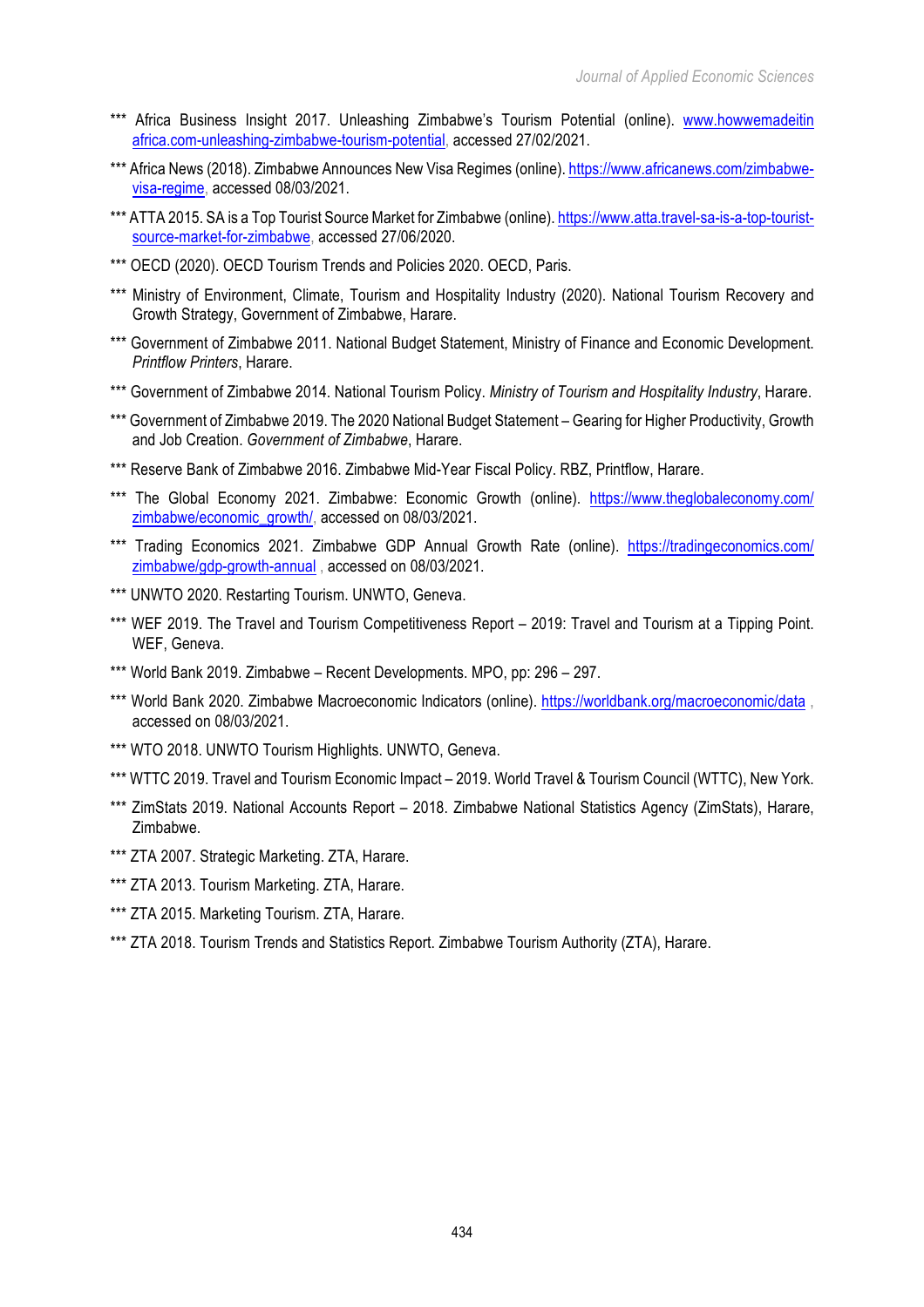*** Africa Business Insight 2017. Unleashing Zimbabwe's Tourism Potential (online). www.howwemadeitinafrica.com-unleashing-zimbabwe-tourism-potential, accessed 27/02/2021.

*** Africa News (2018). Zimbabwe Announces New Visa Regimes (online). https://www.africanews.com/zimbabwe-visa-regime, accessed 08/03/2021.

*** ATTA 2015. SA is a Top Tourist Source Market for Zimbabwe (online). https://www.atta.travel-sa-is-a-top-tourist-source-market-for-zimbabwe, accessed 27/06/2020.

*** OECD (2020). OECD Tourism Trends and Policies 2020. OECD, Paris.

*** Ministry of Environment, Climate, Tourism and Hospitality Industry (2020). National Tourism Recovery and Growth Strategy, Government of Zimbabwe, Harare.

*** Government of Zimbabwe 2011. National Budget Statement, Ministry of Finance and Economic Development. *Printflow Printers*, Harare.

*** Government of Zimbabwe 2014. National Tourism Policy. *Ministry of Tourism and Hospitality Industry*, Harare.

*** Government of Zimbabwe 2019. The 2020 National Budget Statement – Gearing for Higher Productivity, Growth and Job Creation. *Government of Zimbabwe*, Harare.

*** Reserve Bank of Zimbabwe 2016. Zimbabwe Mid-Year Fiscal Policy. RBZ, Printflow, Harare.

*** The Global Economy 2021. Zimbabwe: Economic Growth (online). https://www.theglobaleconomy.com/zimbabwe/economic_growth/, accessed on 08/03/2021.

*** Trading Economics 2021. Zimbabwe GDP Annual Growth Rate (online). https://tradingeconomics.com/zimbabwe/gdp-growth-annual , accessed on 08/03/2021.

*** UNWTO 2020. Restarting Tourism. UNWTO, Geneva.

*** WEF 2019. The Travel and Tourism Competitiveness Report – 2019: Travel and Tourism at a Tipping Point. WEF, Geneva.

*** World Bank 2019. Zimbabwe – Recent Developments. MPO, pp: 296 – 297.

*** World Bank 2020. Zimbabwe Macroeconomic Indicators (online). https://worldbank.org/macroeconomic/data , accessed on 08/03/2021.

*** WTO 2018. UNWTO Tourism Highlights. UNWTO, Geneva.

*** WTTC 2019. Travel and Tourism Economic Impact – 2019. World Travel & Tourism Council (WTTC), New York.

*** ZimStats 2019. National Accounts Report – 2018. Zimbabwe National Statistics Agency (ZimStats), Harare, Zimbabwe.

*** ZTA 2007. Strategic Marketing. ZTA, Harare.

*** ZTA 2013. Tourism Marketing. ZTA, Harare.

*** ZTA 2015. Marketing Tourism. ZTA, Harare.

*** ZTA 2018. Tourism Trends and Statistics Report. Zimbabwe Tourism Authority (ZTA), Harare.